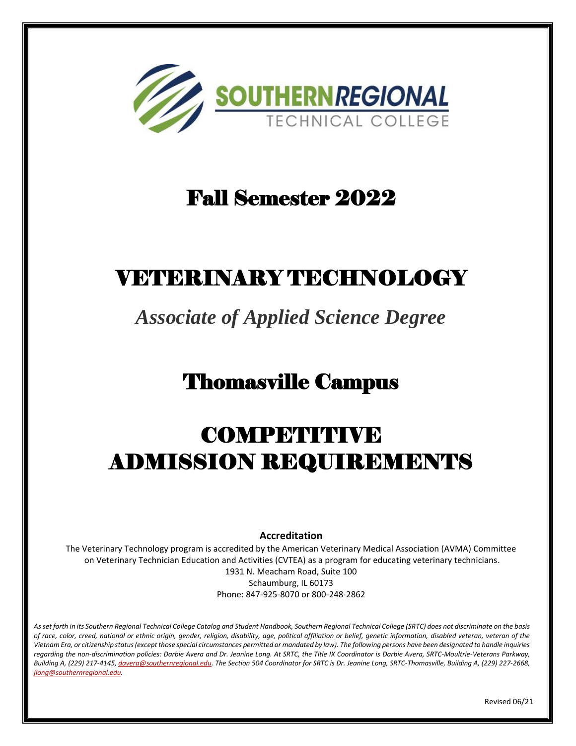SOUTHERNREGIONAL
TECHNICAL COLLEGE

# Fall Semester 2022

# VETERINARY TECHNOLOGY

## *Associate of Applied Science Degree*

# Thomasville Campus

# COMPETITIVE ADMISSION REQUIREMENTS

**Accreditation**

The Veterinary Technology program is accredited by the American Veterinary Medical Association (AVMA) Committee on Veterinary Technician Education and Activities (CVTEA) as a program for educating veterinary technicians.
1931 N. Meacham Road, Suite 100
Schaumburg, IL 60173
Phone: 847-925-8070 or 800-248-2862

*As set forth in its Southern Regional Technical College Catalog and Student Handbook, Southern Regional Technical College (SRTC) does not discriminate on the basis of race, color, creed, national or ethnic origin, gender, religion, disability, age, political affiliation or belief, genetic information, disabled veteran, veteran of the Vietnam Era, or citizenship status (except those special circumstances permitted or mandated by law). The following persons have been designated to handle inquiries regarding the non-discrimination policies: Darbie Avera and Dr. Jeanine Long. At SRTC, the Title IX Coordinator is Darbie Avera, SRTC-Moultrie-Veterans Parkway, Building A, (229) 217-4145, davera@southernregional.edu. The Section 504 Coordinator for SRTC is Dr. Jeanine Long, SRTC-Thomasville, Building A, (229) 227-2668, jlong@southernregional.edu.*

Revised 06/21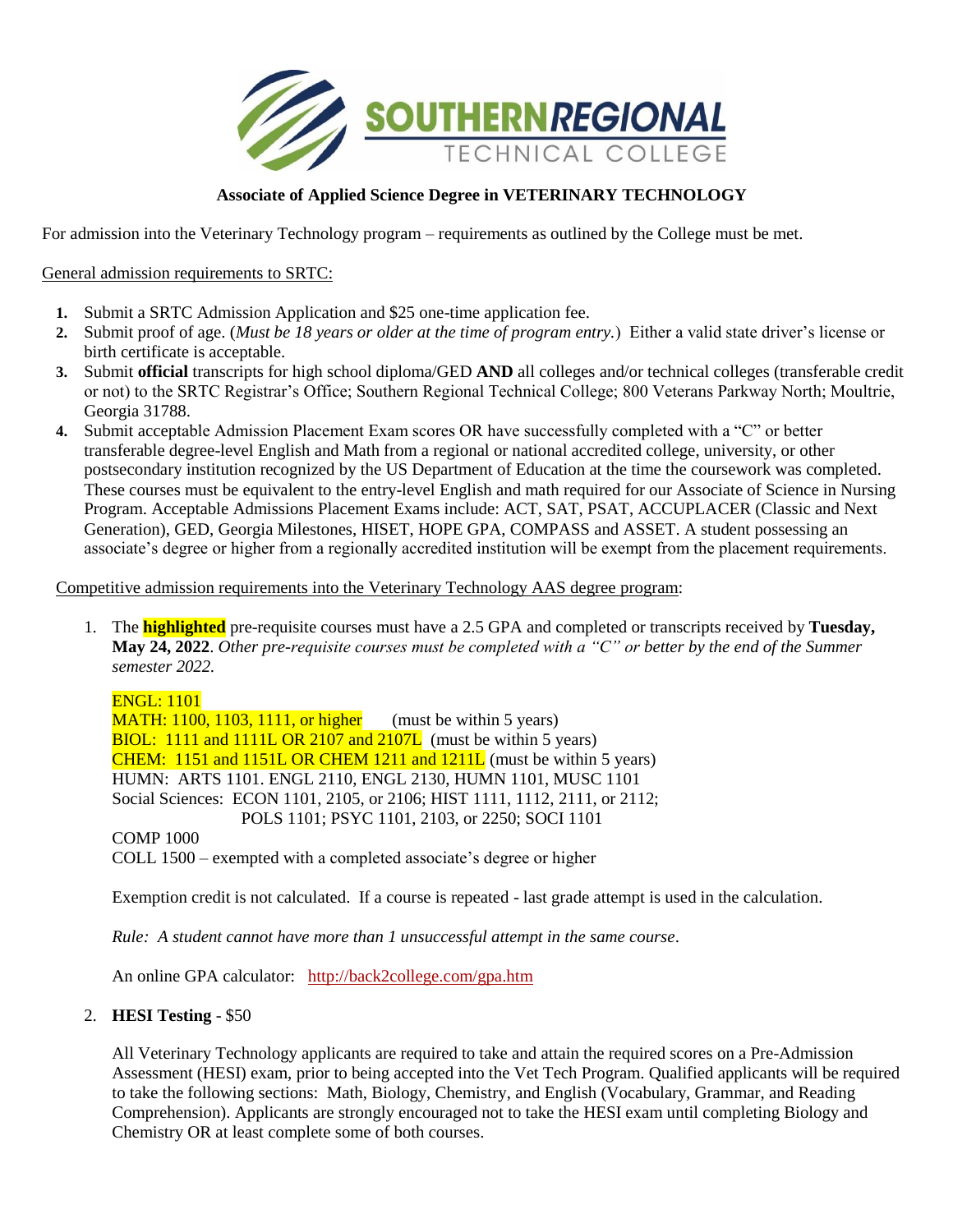**SOUTHERN REGIONAL TECHNICAL COLLEGE**

## Associate of Applied Science Degree in VETERINARY TECHNOLOGY

For admission into the Veterinary Technology program – requirements as outlined by the College must be met.

General admission requirements to SRTC:

1. Submit a SRTC Admission Application and $25 one-time application fee.
2. Submit proof of age. (*Must be 18 years or older at the time of program entry.*) Either a valid state driver's license or birth certificate is acceptable.
3. Submit **official** transcripts for high school diploma/GED **AND** all colleges and/or technical colleges (transferable credit or not) to the SRTC Registrar's Office; Southern Regional Technical College; 800 Veterans Parkway North; Moultrie, Georgia 31788.
4. Submit acceptable Admission Placement Exam scores OR have successfully completed with a "C" or better transferable degree-level English and Math from a regional or national accredited college, university, or other postsecondary institution recognized by the US Department of Education at the time the coursework was completed. These courses must be equivalent to the entry-level English and math required for our Associate of Science in Nursing Program. Acceptable Admissions Placement Exams include: ACT, SAT, PSAT, ACCUPLACER (Classic and Next Generation), GED, Georgia Milestones, HISET, HOPE GPA, COMPASS and ASSET. A student possessing an associate's degree or higher from a regionally accredited institution will be exempt from the placement requirements.

Competitive admission requirements into the Veterinary Technology AAS degree program:

1. The **highlighted** pre-requisite courses must have a 2.5 GPA and completed or transcripts received by **Tuesday, May 24, 2022**. *Other pre-requisite courses must be completed with a "C" or better by the end of the Summer semester 2022.*

   ENGL: 1101
   MATH: 1100, 1103, 1111, or higher (must be within 5 years)
   BIOL: 1111 and 1111L OR 2107 and 2107L (must be within 5 years)
   CHEM: 1151 and 1151L OR CHEM 1211 and 1211L (must be within 5 years)
   HUMN: ARTS 1101. ENGL 2110, ENGL 2130, HUMN 1101, MUSC 1101
   Social Sciences: ECON 1101, 2105, or 2106; HIST 1111, 1112, 2111, or 2112; POLS 1101; PSYC 1101, 2103, or 2250; SOCI 1101
   COMP 1000
   COLL 1500 – exempted with a completed associate's degree or higher

   Exemption credit is not calculated. If a course is repeated - last grade attempt is used in the calculation.

   *Rule: A student cannot have more than 1 unsuccessful attempt in the same course*.

   An online GPA calculator: http://back2college.com/gpa.htm

2. **HESI Testing** - $50

   All Veterinary Technology applicants are required to take and attain the required scores on a Pre-Admission Assessment (HESI) exam, prior to being accepted into the Vet Tech Program. Qualified applicants will be required to take the following sections: Math, Biology, Chemistry, and English (Vocabulary, Grammar, and Reading Comprehension). Applicants are strongly encouraged not to take the HESI exam until completing Biology and Chemistry OR at least complete some of both courses.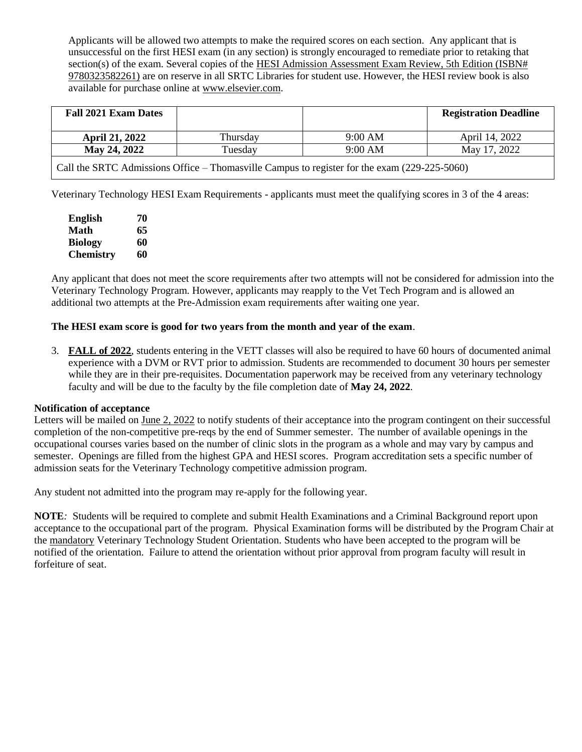Applicants will be allowed two attempts to make the required scores on each section. Any applicant that is unsuccessful on the first HESI exam (in any section) is strongly encouraged to remediate prior to retaking that section(s) of the exam. Several copies of the HESI Admission Assessment Exam Review, 5th Edition (ISBN# 9780323582261) are on reserve in all SRTC Libraries for student use. However, the HESI review book is also available for purchase online at www.elsevier.com.

| **Fall 2021 Exam Dates** | | | **Registration Deadline** |
|---|---|---|---|
| **April 21, 2022** | Thursday | 9:00 AM | April 14, 2022 |
| **May 24, 2022** | Tuesday | 9:00 AM | May 17, 2022 |
| Call the SRTC Admissions Office – Thomasville Campus to register for the exam (229-225-5060) | | | |

Veterinary Technology HESI Exam Requirements - applicants must meet the qualifying scores in 3 of the 4 areas:

| | |
|---|---|
| **English** | **70** |
| **Math** | **65** |
| **Biology** | **60** |
| **Chemistry** | **60** |

Any applicant that does not meet the score requirements after two attempts will not be considered for admission into the Veterinary Technology Program. However, applicants may reapply to the Vet Tech Program and is allowed an additional two attempts at the Pre-Admission exam requirements after waiting one year.

**The HESI exam score is good for two years from the month and year of the exam**.

3. **FALL of 2022**, students entering in the VETT classes will also be required to have 60 hours of documented animal experience with a DVM or RVT prior to admission. Students are recommended to document 30 hours per semester while they are in their pre-requisites. Documentation paperwork may be received from any veterinary technology faculty and will be due to the faculty by the file completion date of **May 24, 2022**.

**Notification of acceptance**

Letters will be mailed on June 2, 2022 to notify students of their acceptance into the program contingent on their successful completion of the non-competitive pre-reqs by the end of Summer semester. The number of available openings in the occupational courses varies based on the number of clinic slots in the program as a whole and may vary by campus and semester. Openings are filled from the highest GPA and HESI scores. Program accreditation sets a specific number of admission seats for the Veterinary Technology competitive admission program.

Any student not admitted into the program may re-apply for the following year.

**NOTE***:* Students will be required to complete and submit Health Examinations and a Criminal Background report upon acceptance to the occupational part of the program. Physical Examination forms will be distributed by the Program Chair at the mandatory Veterinary Technology Student Orientation. Students who have been accepted to the program will be notified of the orientation. Failure to attend the orientation without prior approval from program faculty will result in forfeiture of seat.